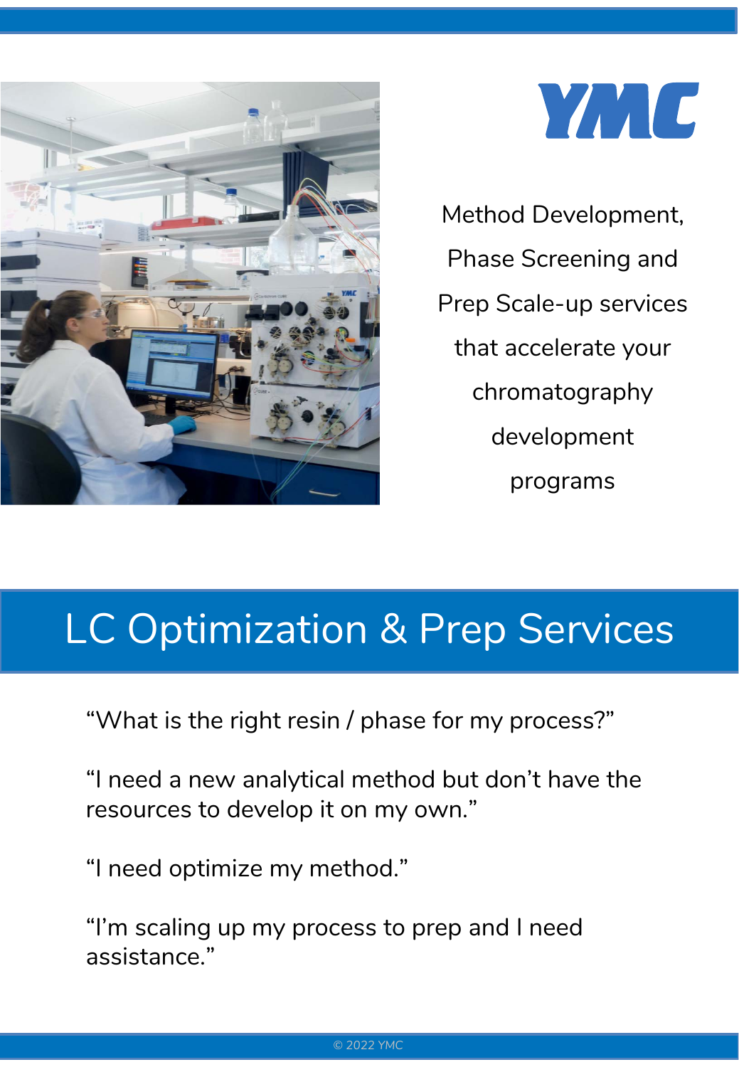YMC

Method Development, Phase Screening and Prep Scale-up services that accelerate your chromatography development programs

# LC Optimization & Prep Services

“What is the right resin / phase for my process?”

“I need a new analytical method but don’t have the resources to develop it on my own.”

“I need optimize my method.”

“I’m scaling up my process to prep and I need assistance.”

© 2022 YMC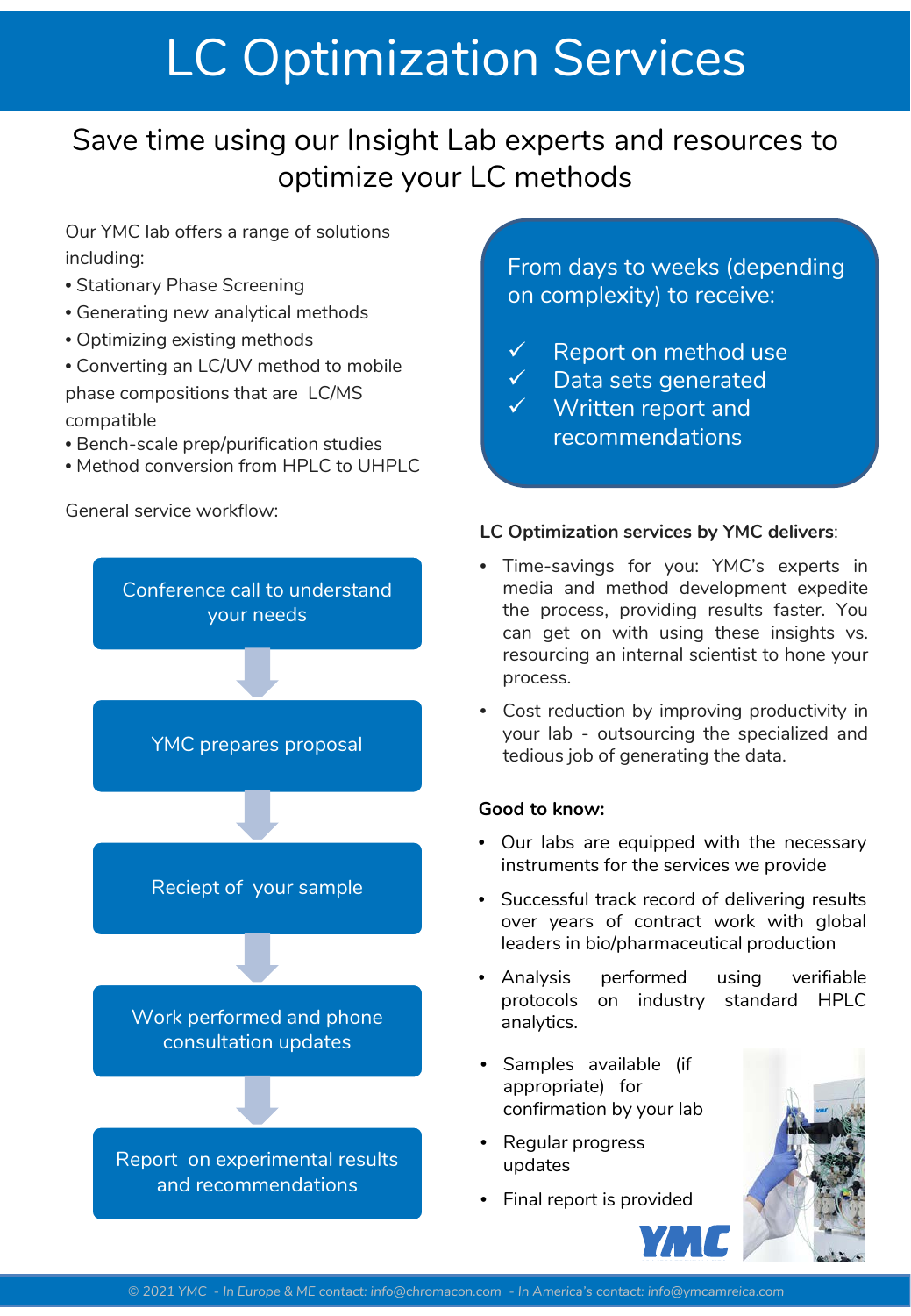# LC Optimization Services

## Save time using our Insight Lab experts and resources to optimize your LC methods

Our YMC lab offers a range of solutions including:

- Stationary Phase Screening
- Generating new analytical methods
- Optimizing existing methods
- Converting an LC/UV method to mobile phase compositions that are LC/MS compatible
- Bench-scale prep/purification studies
- Method conversion from HPLC to UHPLC

General service workflow:

1. Conference call to understand your needs
2. YMC prepares proposal
3. Reciept of your sample
4. Work performed and phone consultation updates
5. Report on experimental results and recommendations

From days to weeks (depending on complexity) to receive:

- ✓ Report on method use
- ✓ Data sets generated
- ✓ Written report and recommendations

**LC Optimization services by YMC delivers**:

- Time-savings for you: YMC's experts in media and method development expedite the process, providing results faster. You can get on with using these insights vs. resourcing an internal scientist to hone your process.
- Cost reduction by improving productivity in your lab - outsourcing the specialized and tedious job of generating the data.

**Good to know:**

- Our labs are equipped with the necessary instruments for the services we provide
- Successful track record of delivering results over years of contract work with global leaders in bio/pharmaceutical production
- Analysis performed using verifiable protocols on industry standard HPLC analytics.
- Samples available (if appropriate) for confirmation by your lab
- Regular progress updates
- Final report is provided

YMC

© 2021 YMC - In Europe & ME contact: info@chromacon.com - In America's contact: info@ymcamreica.com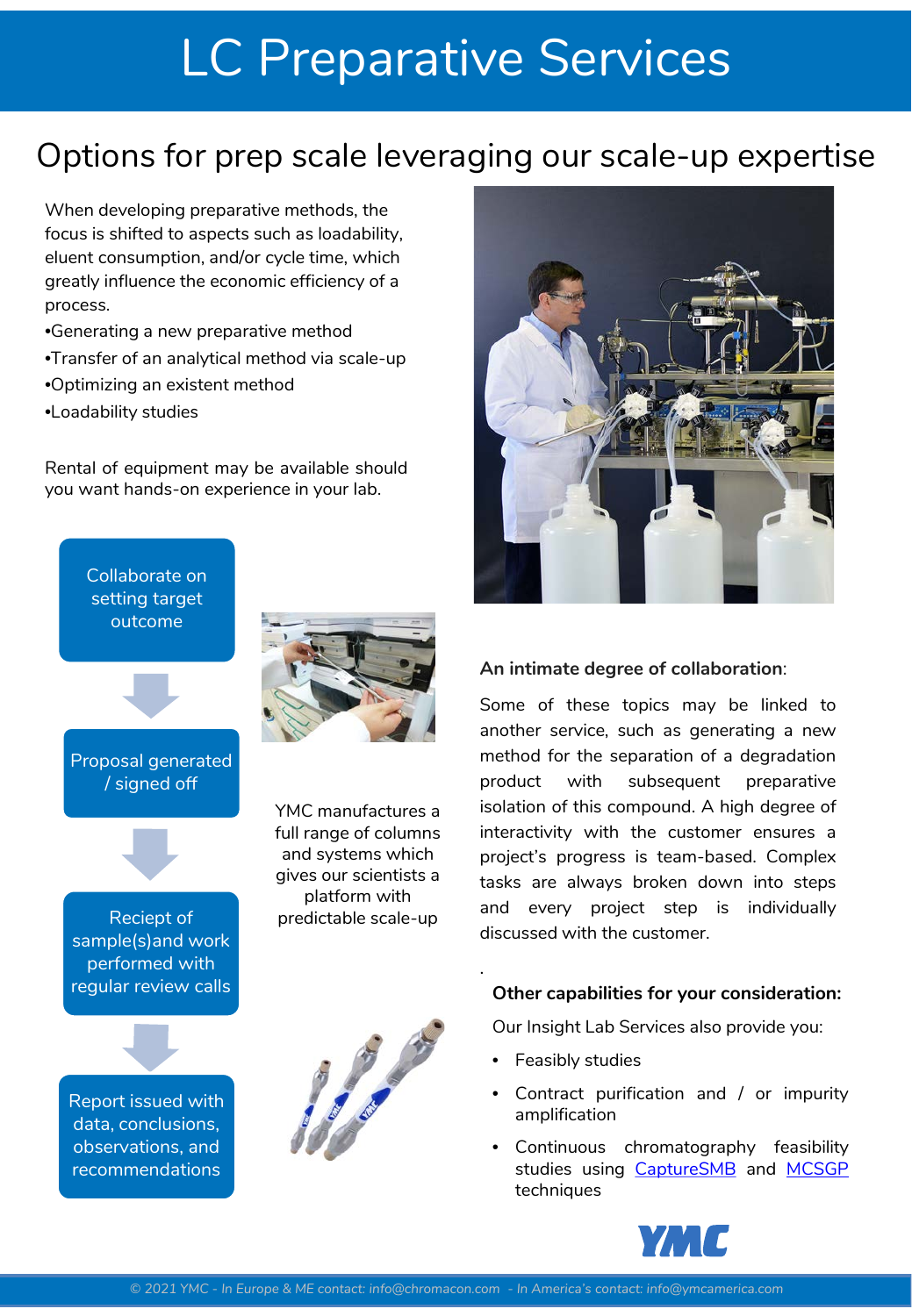# LC Preparative Services

## Options for prep scale leveraging our scale-up expertise

When developing preparative methods, the focus is shifted to aspects such as loadability, eluent consumption, and/or cycle time, which greatly influence the economic efficiency of a process.

•Generating a new preparative method
•Transfer of an analytical method via scale-up
•Optimizing an existent method
•Loadability studies

Rental of equipment may be available should you want hands-on experience in your lab.

Collaborate on setting target outcome

Proposal generated / signed off

Reciept of sample(s)and work performed with regular review calls

Report issued with data, conclusions, observations, and recommendations

YMC manufactures a full range of columns and systems which gives our scientists a platform with predictable scale-up

**An intimate degree of collaboration**:

Some of these topics may be linked to another service, such as generating a new method for the separation of a degradation product with subsequent preparative isolation of this compound. A high degree of interactivity with the customer ensures a project's progress is team-based. Complex tasks are always broken down into steps and every project step is individually discussed with the customer.

**Other capabilities for your consideration:**

Our Insight Lab Services also provide you:

- Feasibly studies
- Contract purification and / or impurity amplification
- Continuous chromatography feasibility studies using CaptureSMB and MCSGP techniques

© 2021 YMC - In Europe & ME contact: info@chromacon.com - In America's contact: info@ymcamerica.com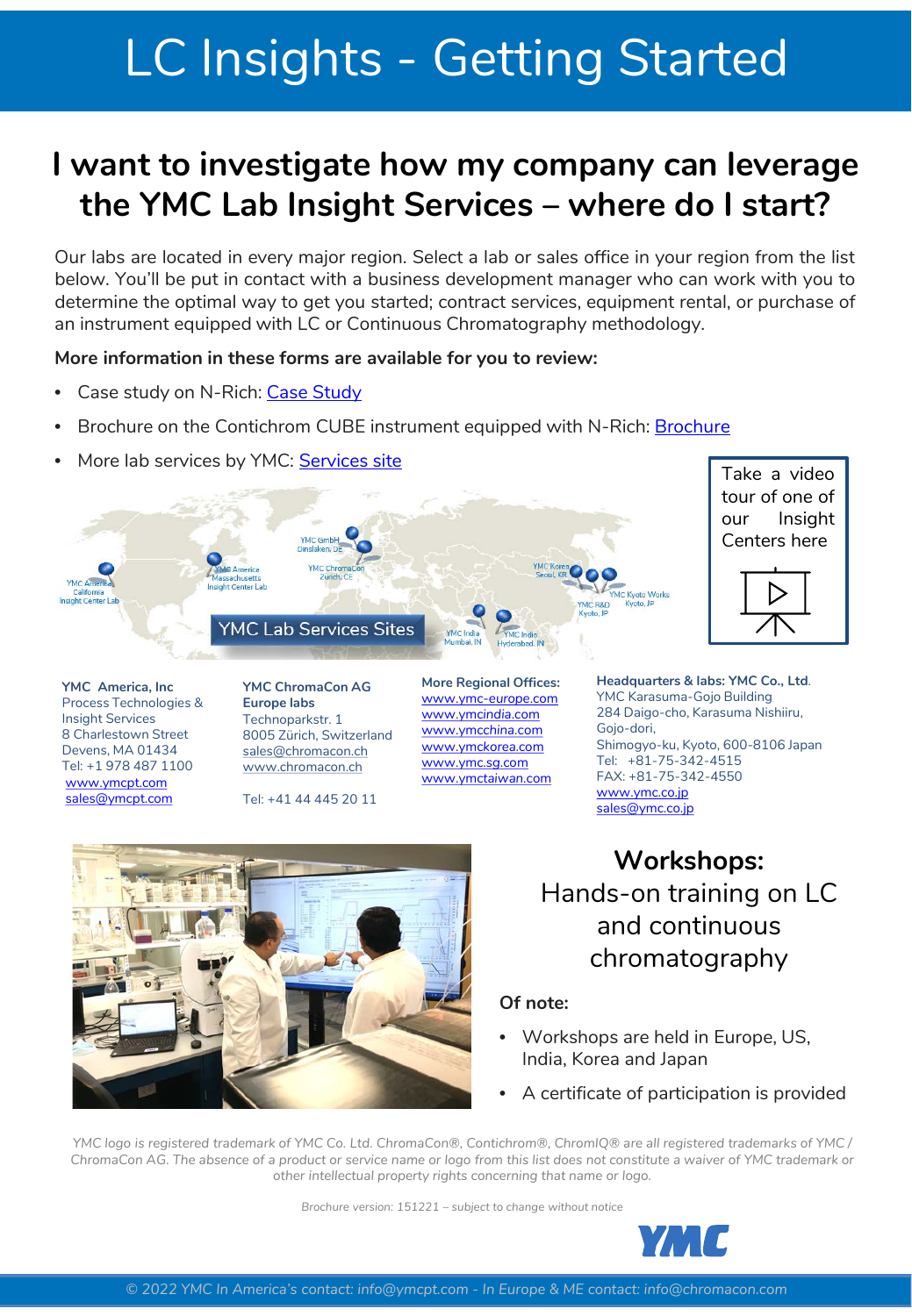# LC Insights - Getting Started

## I want to investigate how my company can leverage the YMC Lab Insight Services – where do I start?

Our labs are located in every major region. Select a lab or sales office in your region from the list below. You'll be put in contact with a business development manager who can work with you to determine the optimal way to get you started; contract services, equipment rental, or purchase of an instrument equipped with LC or Continuous Chromatography methodology.

**More information in these forms are available for you to review:**

- Case study on N-Rich: Case Study
- Brochure on the Contichrom CUBE instrument equipped with N-Rich: Brochure
- More lab services by YMC: Services site

Take a video tour of one of our Insight Centers here

YMC Lab Services Sites

YMC America California Insight Center Lab
YMC America Massachusetts Insight Center Lab
YMC GmbH Dinslaken, DE
YMC ChromaCon Zürich, CE
YMC Korea Seoul, KR
YMC R&D Kyoto, JP
YMC Kyoto Works Kyoto, JP
YMC India Mumbai, IN
YMC India Hyderabad, IN

**YMC America, Inc**
Process Technologies & Insight Services
8 Charlestown Street
Devens, MA 01434
Tel: +1 978 487 1100
www.ymcpt.com
sales@ymcpt.com

**YMC ChromaCon AG Europe labs**
Technoparkstr. 1
8005 Zürich, Switzerland
sales@chromacon.ch
www.chromacon.ch

Tel: +41 44 445 20 11

**More Regional Offices:**
www.ymc-europe.com
www.ymcindia.com
www.ymcchina.com
www.ymckorea.com
www.ymc.sg.com
www.ymctaiwan.com

**Headquarters & labs: YMC Co., Ltd.**
YMC Karasuma-Gojo Building
284 Daigo-cho, Karasuma Nishiiru, Gojo-dori,
Shimogyo-ku, Kyoto, 600-8106 Japan
Tel: +81-75-342-4515
FAX: +81-75-342-4550
www.ymc.co.jp
sales@ymc.co.jp

## Workshops:

Hands-on training on LC and continuous chromatography

**Of note:**

- Workshops are held in Europe, US, India, Korea and Japan
- A certificate of participation is provided

*YMC logo is registered trademark of YMC Co. Ltd. ChromaCon®, Contichrom®, ChromIQ® are all registered trademarks of YMC / ChromaCon AG. The absence of a product or service name or logo from this list does not constitute a waiver of YMC trademark or other intellectual property rights concerning that name or logo.*

*Brochure version: 151221 – subject to change without notice*

© 2022 YMC In America's contact: info@ymcpt.com - In Europe & ME contact: info@chromacon.com